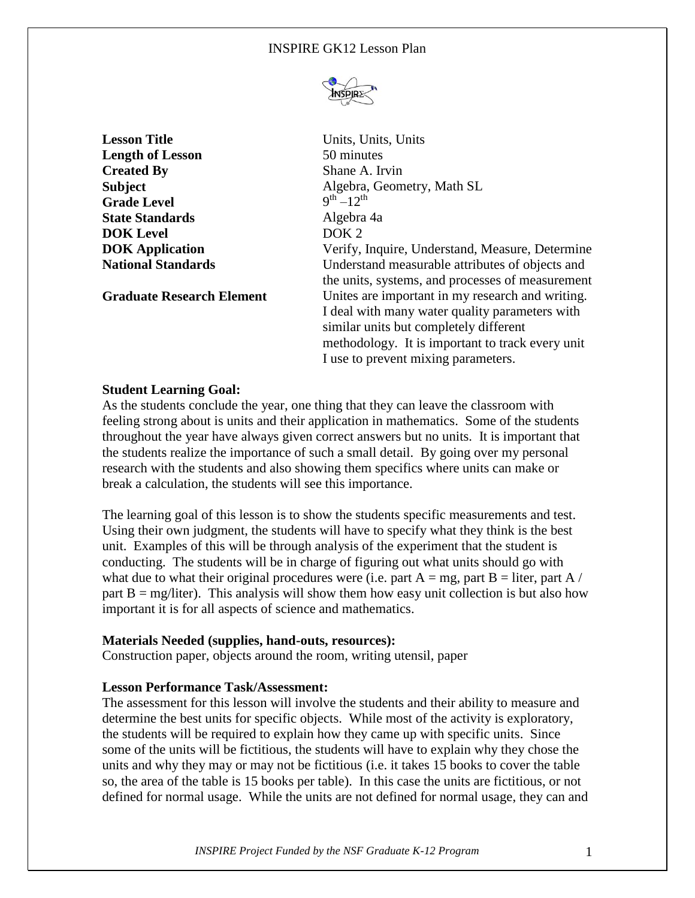INSPIRE GK12 Lesson Plan

| | |
|---|---|
| **Lesson Title** | Units, Units, Units |
| **Length of Lesson** | 50 minutes |
| **Created By** | Shane A. Irvin |
| **Subject** | Algebra, Geometry, Math SL |
| **Grade Level** | $9^{th}$ – $12^{th}$ |
| **State Standards** | Algebra 4a |
| **DOK Level** | DOK 2 |
| **DOK Application** | Verify, Inquire, Understand, Measure, Determine |
| **National Standards** | Understand measurable attributes of objects and the units, systems, and processes of measurement |
| **Graduate Research Element** | Unites are important in my research and writing. I deal with many water quality parameters with similar units but completely different methodology. It is important to track every unit I use to prevent mixing parameters. |

**Student Learning Goal:**

As the students conclude the year, one thing that they can leave the classroom with feeling strong about is units and their application in mathematics. Some of the students throughout the year have always given correct answers but no units. It is important that the students realize the importance of such a small detail. By going over my personal research with the students and also showing them specifics where units can make or break a calculation, the students will see this importance.

The learning goal of this lesson is to show the students specific measurements and test. Using their own judgment, the students will have to specify what they think is the best unit. Examples of this will be through analysis of the experiment that the student is conducting. The students will be in charge of figuring out what units should go with what due to what their original procedures were (i.e. part A = mg, part B = liter, part A / part B = mg/liter). This analysis will show them how easy unit collection is but also how important it is for all aspects of science and mathematics.

**Materials Needed (supplies, hand-outs, resources):**

Construction paper, objects around the room, writing utensil, paper

**Lesson Performance Task/Assessment:**

The assessment for this lesson will involve the students and their ability to measure and determine the best units for specific objects. While most of the activity is exploratory, the students will be required to explain how they came up with specific units. Since some of the units will be fictitious, the students will have to explain why they chose the units and why they may or may not be fictitious (i.e. it takes 15 books to cover the table so, the area of the table is 15 books per table). In this case the units are fictitious, or not defined for normal usage. While the units are not defined for normal usage, they can and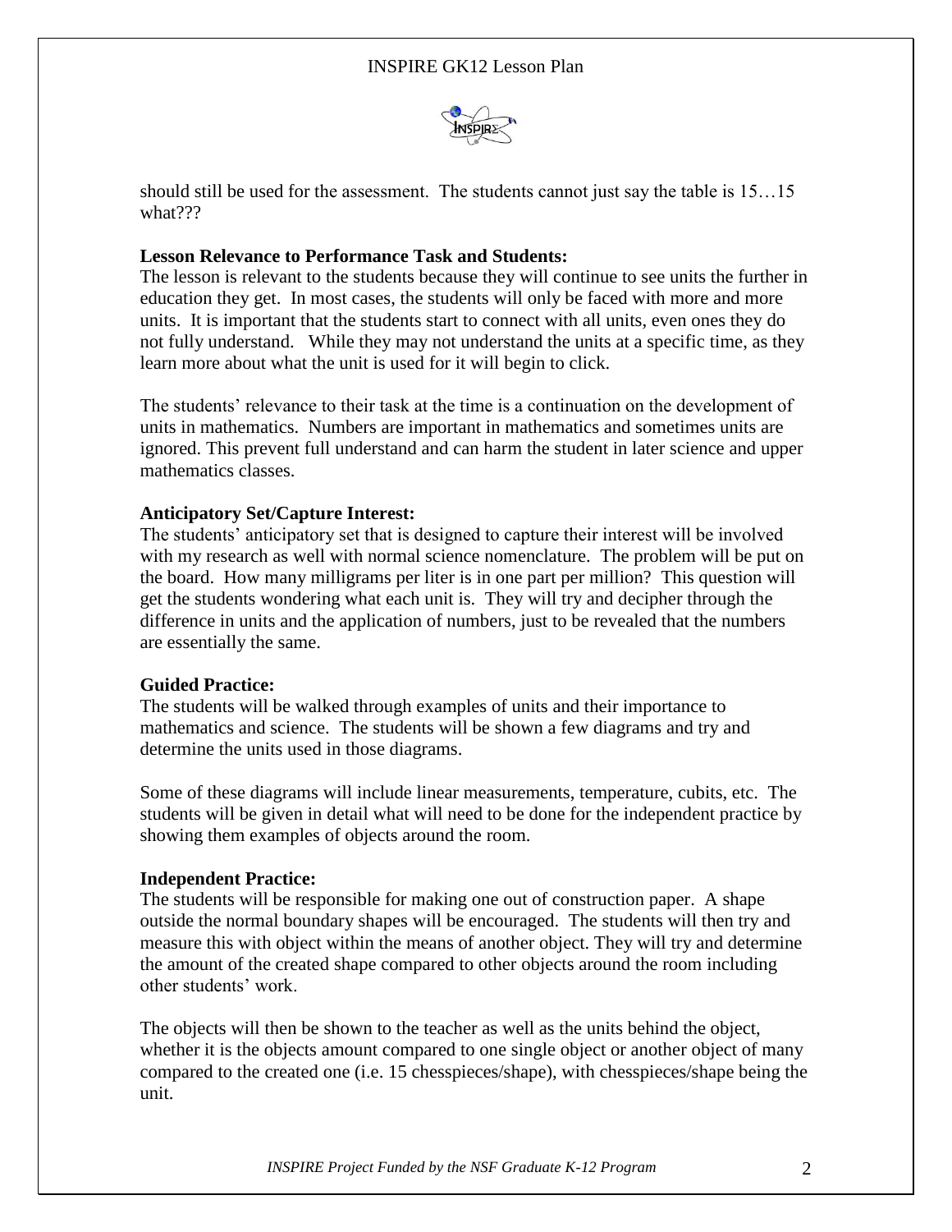should still be used for the assessment. The students cannot just say the table is 15…15 what???

**Lesson Relevance to Performance Task and Students:**
The lesson is relevant to the students because they will continue to see units the further in education they get. In most cases, the students will only be faced with more and more units. It is important that the students start to connect with all units, even ones they do not fully understand. While they may not understand the units at a specific time, as they learn more about what the unit is used for it will begin to click.

The students' relevance to their task at the time is a continuation on the development of units in mathematics. Numbers are important in mathematics and sometimes units are ignored. This prevent full understand and can harm the student in later science and upper mathematics classes.

**Anticipatory Set/Capture Interest:**
The students' anticipatory set that is designed to capture their interest will be involved with my research as well with normal science nomenclature. The problem will be put on the board. How many milligrams per liter is in one part per million? This question will get the students wondering what each unit is. They will try and decipher through the difference in units and the application of numbers, just to be revealed that the numbers are essentially the same.

**Guided Practice:**
The students will be walked through examples of units and their importance to mathematics and science. The students will be shown a few diagrams and try and determine the units used in those diagrams.

Some of these diagrams will include linear measurements, temperature, cubits, etc. The students will be given in detail what will need to be done for the independent practice by showing them examples of objects around the room.

**Independent Practice:**
The students will be responsible for making one out of construction paper. A shape outside the normal boundary shapes will be encouraged. The students will then try and measure this with object within the means of another object. They will try and determine the amount of the created shape compared to other objects around the room including other students' work.

The objects will then be shown to the teacher as well as the units behind the object, whether it is the objects amount compared to one single object or another object of many compared to the created one (i.e. 15 chesspieces/shape), with chesspieces/shape being the unit.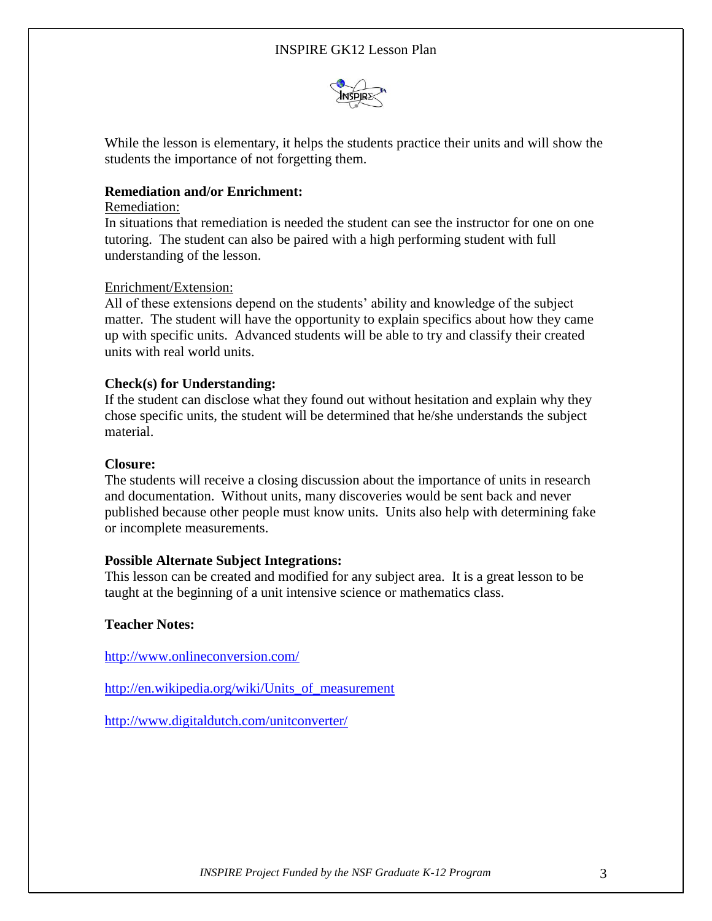While the lesson is elementary, it helps the students practice their units and will show the students the importance of not forgetting them.

**Remediation and/or Enrichment:**

Remediation:

In situations that remediation is needed the student can see the instructor for one on one tutoring. The student can also be paired with a high performing student with full understanding of the lesson.

Enrichment/Extension:

All of these extensions depend on the students' ability and knowledge of the subject matter. The student will have the opportunity to explain specifics about how they came up with specific units. Advanced students will be able to try and classify their created units with real world units.

**Check(s) for Understanding:**

If the student can disclose what they found out without hesitation and explain why they chose specific units, the student will be determined that he/she understands the subject material.

**Closure:**

The students will receive a closing discussion about the importance of units in research and documentation. Without units, many discoveries would be sent back and never published because other people must know units. Units also help with determining fake or incomplete measurements.

**Possible Alternate Subject Integrations:**

This lesson can be created and modified for any subject area. It is a great lesson to be taught at the beginning of a unit intensive science or mathematics class.

**Teacher Notes:**

http://www.onlineconversion.com/

http://en.wikipedia.org/wiki/Units_of_measurement

http://www.digitaldutch.com/unitconverter/